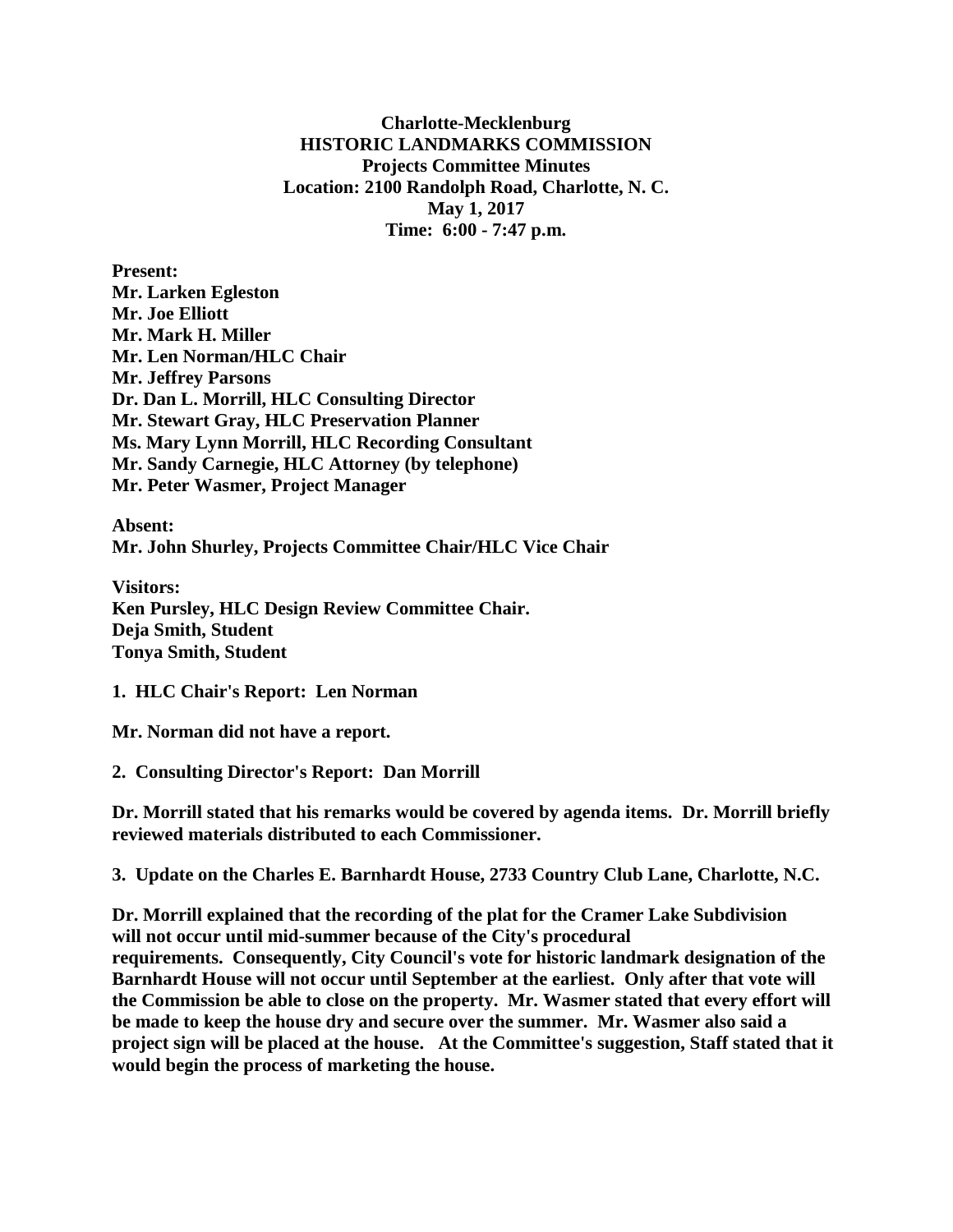**Charlotte-Mecklenburg**
**HISTORIC LANDMARKS COMMISSION**
**Projects Committee Minutes**
**Location: 2100 Randolph Road, Charlotte, N. C.**
**May 1, 2017**
**Time: 6:00 - 7:47 p.m.**

**Present:**
**Mr. Larken Egleston**
**Mr. Joe Elliott**
**Mr. Mark H. Miller**
**Mr. Len Norman/HLC Chair**
**Mr. Jeffrey Parsons**
**Dr. Dan L. Morrill, HLC Consulting Director**
**Mr. Stewart Gray, HLC Preservation Planner**
**Ms. Mary Lynn Morrill, HLC Recording Consultant**
**Mr. Sandy Carnegie, HLC Attorney (by telephone)**
**Mr. Peter Wasmer, Project Manager**

**Absent:**
**Mr. John Shurley, Projects Committee Chair/HLC Vice Chair**

**Visitors:**
**Ken Pursley, HLC Design Review Committee Chair.**
**Deja Smith, Student**
**Tonya Smith, Student**

**1. HLC Chair's Report: Len Norman**

**Mr. Norman did not have a report.**

**2. Consulting Director's Report: Dan Morrill**

**Dr. Morrill stated that his remarks would be covered by agenda items. Dr. Morrill briefly reviewed materials distributed to each Commissioner.**

**3. Update on the Charles E. Barnhardt House, 2733 Country Club Lane, Charlotte, N.C.**

**Dr. Morrill explained that the recording of the plat for the Cramer Lake Subdivision will not occur until mid-summer because of the City's procedural requirements. Consequently, City Council's vote for historic landmark designation of the Barnhardt House will not occur until September at the earliest. Only after that vote will the Commission be able to close on the property. Mr. Wasmer stated that every effort will be made to keep the house dry and secure over the summer. Mr. Wasmer also said a project sign will be placed at the house. At the Committee's suggestion, Staff stated that it would begin the process of marketing the house.**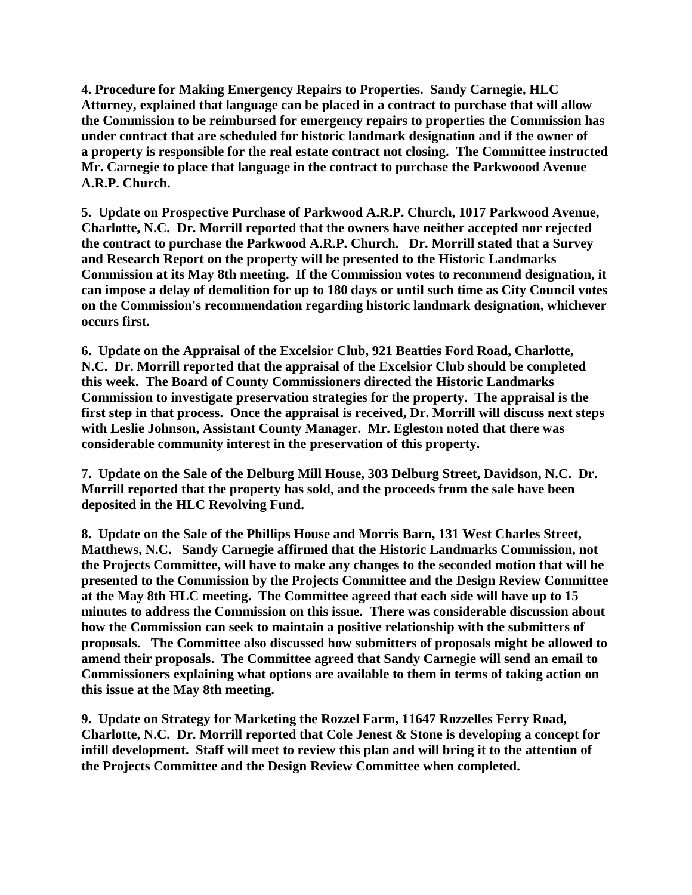**4. Procedure for Making Emergency Repairs to Properties. Sandy Carnegie, HLC Attorney, explained that language can be placed in a contract to purchase that will allow the Commission to be reimbursed for emergency repairs to properties the Commission has under contract that are scheduled for historic landmark designation and if the owner of a property is responsible for the real estate contract not closing. The Committee instructed Mr. Carnegie to place that language in the contract to purchase the Parkwoood Avenue A.R.P. Church.**

**5. Update on Prospective Purchase of Parkwood A.R.P. Church, 1017 Parkwood Avenue, Charlotte, N.C. Dr. Morrill reported that the owners have neither accepted nor rejected the contract to purchase the Parkwood A.R.P. Church. Dr. Morrill stated that a Survey and Research Report on the property will be presented to the Historic Landmarks Commission at its May 8th meeting. If the Commission votes to recommend designation, it can impose a delay of demolition for up to 180 days or until such time as City Council votes on the Commission's recommendation regarding historic landmark designation, whichever occurs first.**

**6. Update on the Appraisal of the Excelsior Club, 921 Beatties Ford Road, Charlotte, N.C. Dr. Morrill reported that the appraisal of the Excelsior Club should be completed this week. The Board of County Commissioners directed the Historic Landmarks Commission to investigate preservation strategies for the property. The appraisal is the first step in that process. Once the appraisal is received, Dr. Morrill will discuss next steps with Leslie Johnson, Assistant County Manager. Mr. Egleston noted that there was considerable community interest in the preservation of this property.**

**7. Update on the Sale of the Delburg Mill House, 303 Delburg Street, Davidson, N.C. Dr. Morrill reported that the property has sold, and the proceeds from the sale have been deposited in the HLC Revolving Fund.**

**8. Update on the Sale of the Phillips House and Morris Barn, 131 West Charles Street, Matthews, N.C. Sandy Carnegie affirmed that the Historic Landmarks Commission, not the Projects Committee, will have to make any changes to the seconded motion that will be presented to the Commission by the Projects Committee and the Design Review Committee at the May 8th HLC meeting. The Committee agreed that each side will have up to 15 minutes to address the Commission on this issue. There was considerable discussion about how the Commission can seek to maintain a positive relationship with the submitters of proposals. The Committee also discussed how submitters of proposals might be allowed to amend their proposals. The Committee agreed that Sandy Carnegie will send an email to Commissioners explaining what options are available to them in terms of taking action on this issue at the May 8th meeting.**

**9. Update on Strategy for Marketing the Rozzel Farm, 11647 Rozzelles Ferry Road, Charlotte, N.C. Dr. Morrill reported that Cole Jenest & Stone is developing a concept for infill development. Staff will meet to review this plan and will bring it to the attention of the Projects Committee and the Design Review Committee when completed.**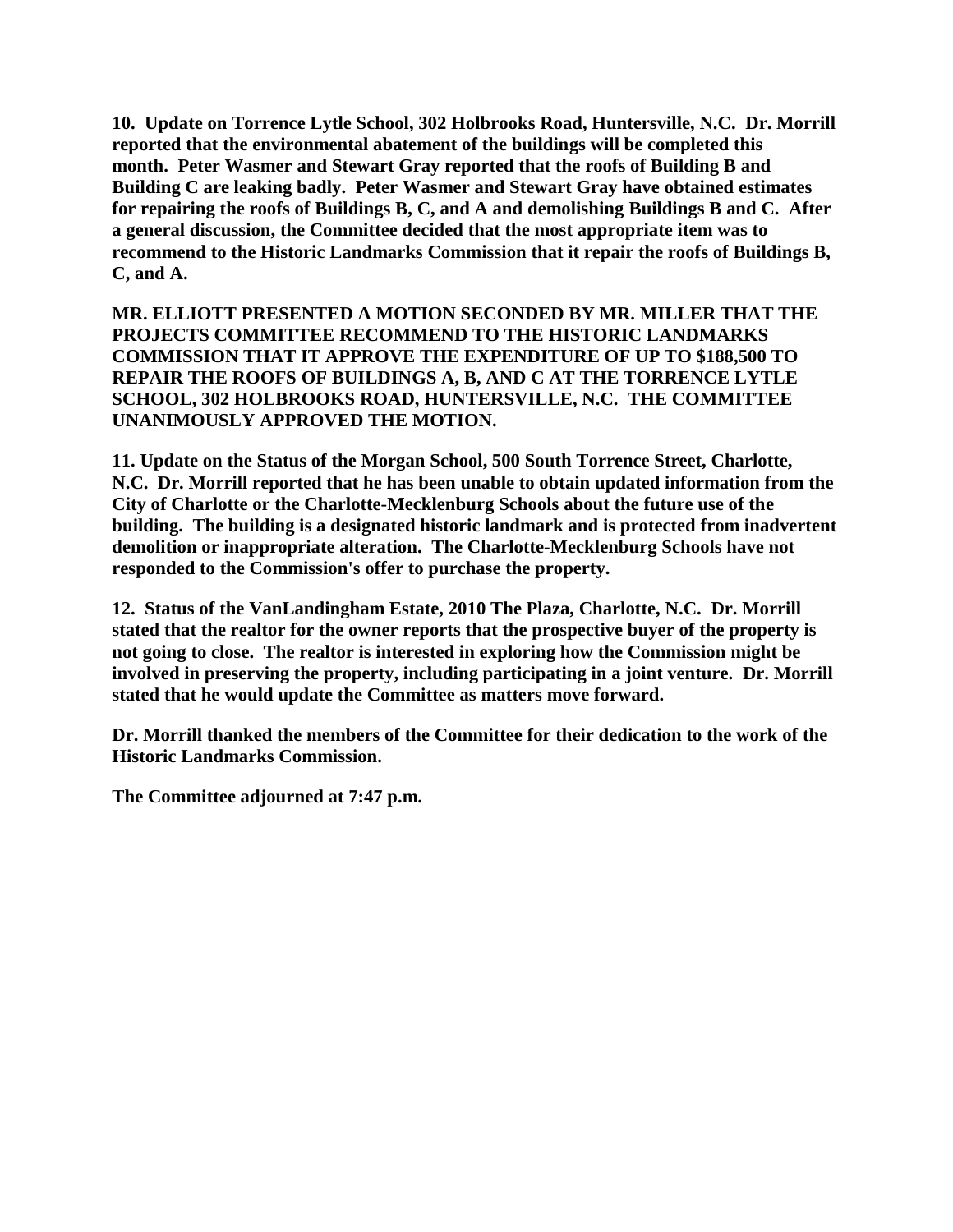**10. Update on Torrence Lytle School, 302 Holbrooks Road, Huntersville, N.C. Dr. Morrill reported that the environmental abatement of the buildings will be completed this month. Peter Wasmer and Stewart Gray reported that the roofs of Building B and Building C are leaking badly. Peter Wasmer and Stewart Gray have obtained estimates for repairing the roofs of Buildings B, C, and A and demolishing Buildings B and C. After a general discussion, the Committee decided that the most appropriate item was to recommend to the Historic Landmarks Commission that it repair the roofs of Buildings B, C, and A.**

**MR. ELLIOTT PRESENTED A MOTION SECONDED BY MR. MILLER THAT THE PROJECTS COMMITTEE RECOMMEND TO THE HISTORIC LANDMARKS COMMISSION THAT IT APPROVE THE EXPENDITURE OF UP TO $188,500 TO REPAIR THE ROOFS OF BUILDINGS A, B, AND C AT THE TORRENCE LYTLE SCHOOL, 302 HOLBROOKS ROAD, HUNTERSVILLE, N.C. THE COMMITTEE UNANIMOUSLY APPROVED THE MOTION.**

**11. Update on the Status of the Morgan School, 500 South Torrence Street, Charlotte, N.C. Dr. Morrill reported that he has been unable to obtain updated information from the City of Charlotte or the Charlotte-Mecklenburg Schools about the future use of the building. The building is a designated historic landmark and is protected from inadvertent demolition or inappropriate alteration. The Charlotte-Mecklenburg Schools have not responded to the Commission's offer to purchase the property.**

**12. Status of the VanLandingham Estate, 2010 The Plaza, Charlotte, N.C. Dr. Morrill stated that the realtor for the owner reports that the prospective buyer of the property is not going to close. The realtor is interested in exploring how the Commission might be involved in preserving the property, including participating in a joint venture. Dr. Morrill stated that he would update the Committee as matters move forward.**

**Dr. Morrill thanked the members of the Committee for their dedication to the work of the Historic Landmarks Commission.**

**The Committee adjourned at 7:47 p.m.**